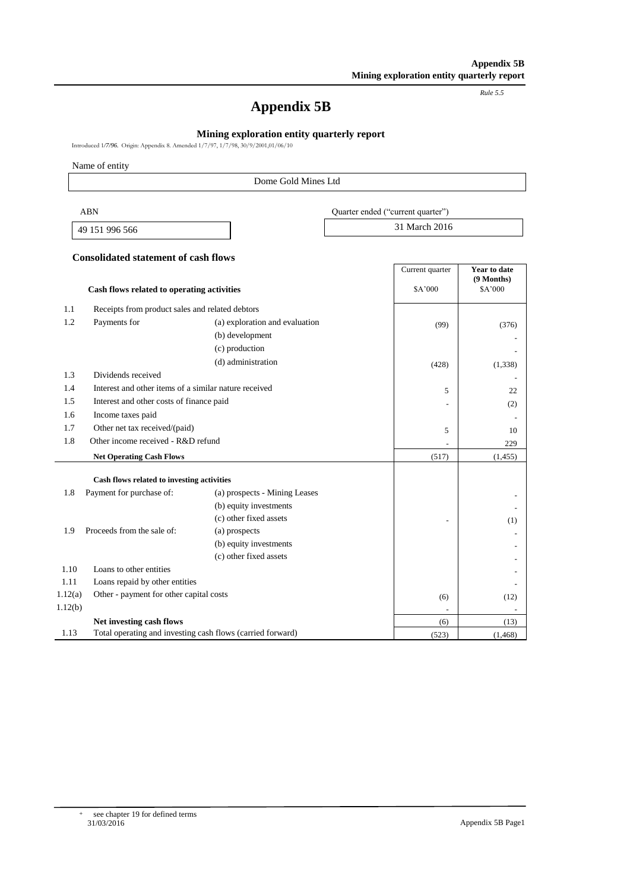*Rule 5.5*

# Appendix 5B

## Mining exploration entity quarterly report

Introduced 1/7/96. Origin: Appendix 8. Amended 1/7/97, 1/7/98, 30/9/2001,01/06/10

Name of entity

| Dome Gold Mines Ltd |
|---|

| ABN | Quarter ended ("current quarter") |
|---|---|
| 49 151 996 566 | 31 March 2016 |

### Consolidated statement of cash flows

| | Cash flows related to operating activities | | Current quarter<br>$A'000 | **Year to date (9 Months)**<br>$A'000 |
|---|---|---|---|---|
| 1.1 | Receipts from product sales and related debtors | | | |
| 1.2 | Payments for | (a) exploration and evaluation | (99) | (376) |
| | | (b) development | | - |
| | | (c) production | | - |
| | | (d) administration | (428) | (1,338) |
| 1.3 | Dividends received | | | - |
| 1.4 | Interest and other items of a similar nature received | | 5 | 22 |
| 1.5 | Interest and other costs of finance paid | | - | (2) |
| 1.6 | Income taxes paid | | | - |
| 1.7 | Other net tax received/(paid) | | 5 | 10 |
| 1.8 | Other income received - R&D refund | | - | 229 |
| | **Net Operating Cash Flows** | | (517) | (1,455) |
| | **Cash flows related to investing activities** | | | |
| 1.8 | Payment for purchase of: | (a) prospects - Mining Leases | | - |
| | | (b) equity investments | | - |
| | | (c) other fixed assets | - | (1) |
| 1.9 | Proceeds from the sale of: | (a) prospects | | - |
| | | (b) equity investments | | - |
| | | (c) other fixed assets | | - |
| 1.10 | Loans to other entities | | | - |
| 1.11 | Loans repaid by other entities | | | - |
| 1.12(a) | Other - payment for other capital costs | | (6) | (12) |
| 1.12(b) | | | - | - |
| | **Net investing cash flows** | | (6) | (13) |
| 1.13 | Total operating and investing cash flows (carried forward) | | (523) | (1,468) |

+ see chapter 19 for defined terms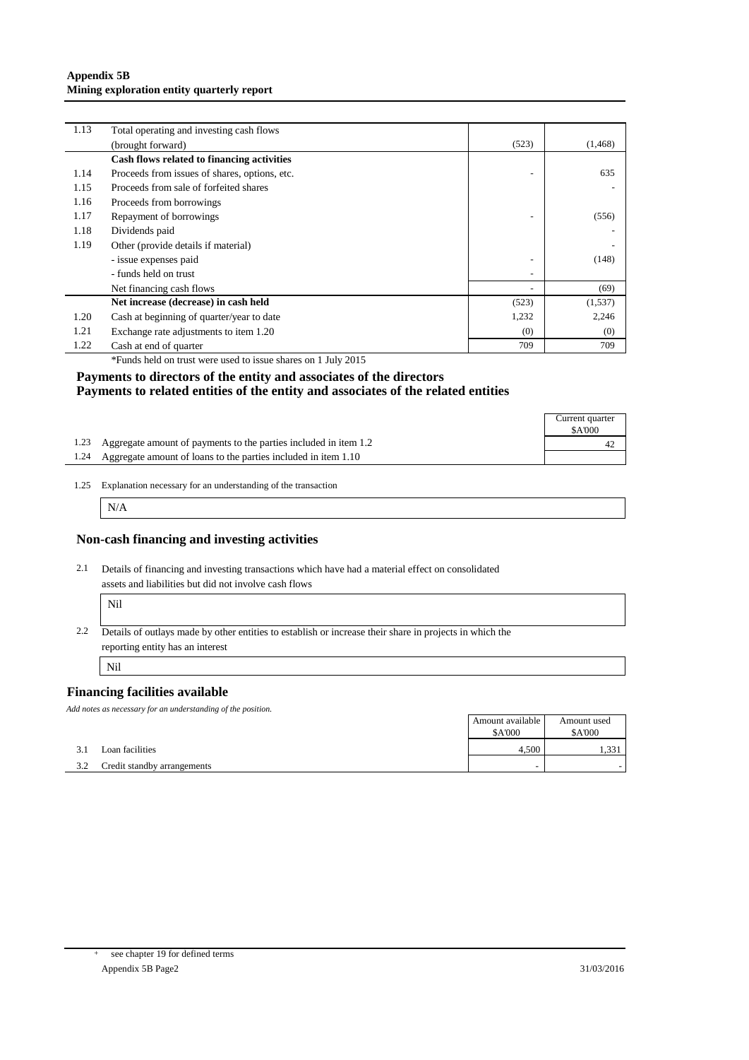| | | | |
|---|---|---|---|
| 1.13 | Total operating and investing cash flows (brought forward) | (523) | (1,468) |
| | **Cash flows related to financing activities** | | |
| 1.14 | Proceeds from issues of shares, options, etc. | - | 635 |
| 1.15 | Proceeds from sale of forfeited shares | | - |
| 1.16 | Proceeds from borrowings | | |
| 1.17 | Repayment of borrowings | - | (556) |
| 1.18 | Dividends paid | | - |
| 1.19 | Other (provide details if material) | | - |
| | - issue expenses paid | - | (148) |
| | - funds held on trust | - | |
| | Net financing cash flows | - | (69) |
| | **Net increase (decrease) in cash held** | (523) | (1,537) |
| 1.20 | Cash at beginning of quarter/year to date | 1,232 | 2,246 |
| 1.21 | Exchange rate adjustments to item 1.20 | (0) | (0) |
| 1.22 | Cash at end of quarter | 709 | 709 |

*Funds held on trust were used to issue shares on 1 July 2015

## Payments to directors of the entity and associates of the directors
## Payments to related entities of the entity and associates of the related entities

| | | Current quarter $A'000 |
|---|---|---|
| 1.23 | Aggregate amount of payments to the parties included in item 1.2 | 42 |
| 1.24 | Aggregate amount of loans to the parties included in item 1.10 | |

1.25 Explanation necessary for an understanding of the transaction

N/A

## Non-cash financing and investing activities

2.1 Details of financing and investing transactions which have had a material effect on consolidated assets and liabilities but did not involve cash flows

Nil

2.2 Details of outlays made by other entities to establish or increase their share in projects in which the reporting entity has an interest

Nil

## Financing facilities available

*Add notes as necessary for an understanding of the position.*

| | | Amount available $A'000 | Amount used $A'000 |
|---|---|---|---|
| 3.1 | Loan facilities | 4,500 | 1,331 |
| 3.2 | Credit standby arrangements | - | - |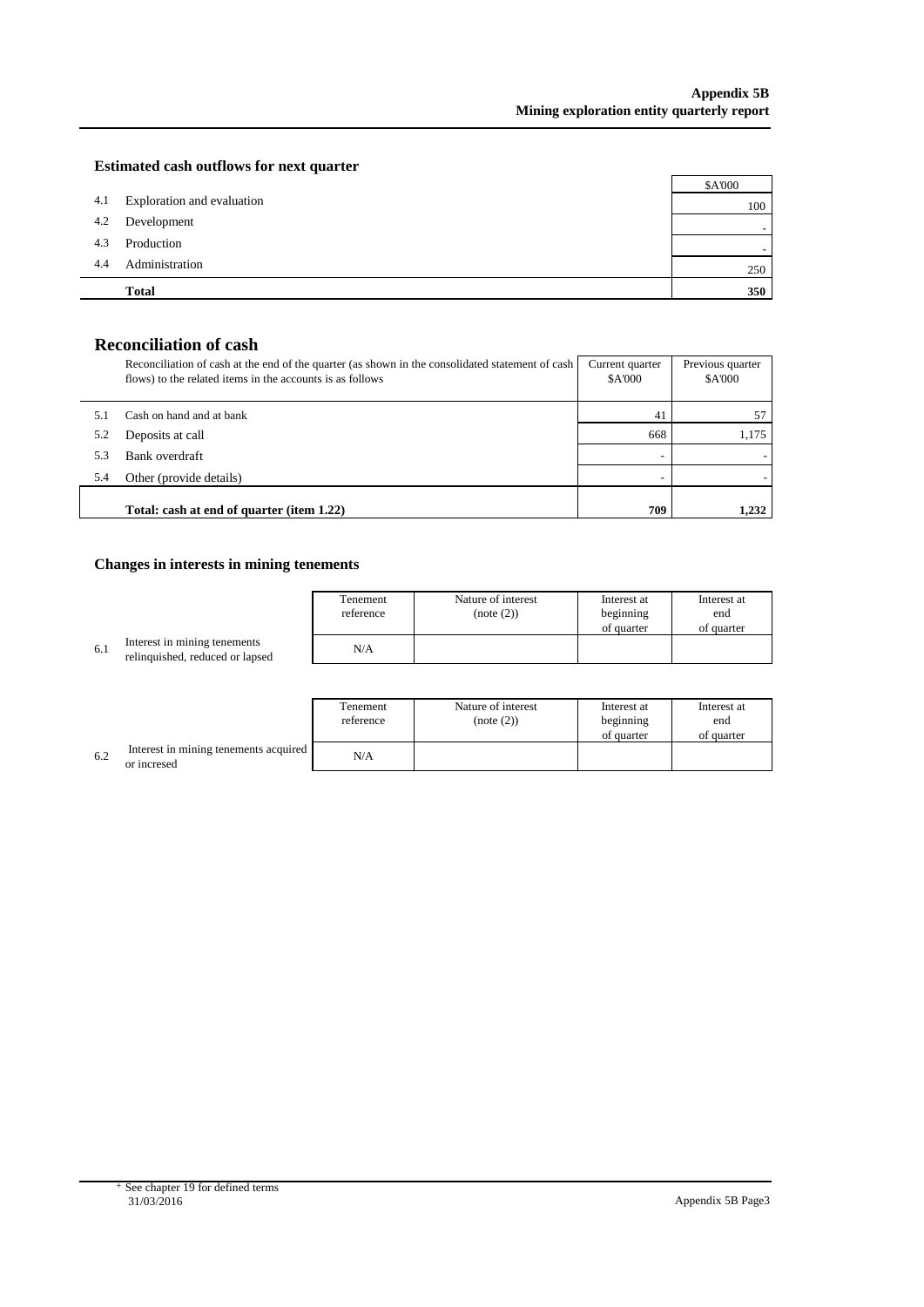## Estimated cash outflows for next quarter

| | | $A'000 |
|---|---|---|
| 4.1 | Exploration and evaluation | 100 |
| 4.2 | Development | - |
| 4.3 | Production | - |
| 4.4 | Administration | 250 |
| | **Total** | **350** |

## Reconciliation of cash

| | Reconciliation of cash at the end of the quarter (as shown in the consolidated statement of cash flows) to the related items in the accounts is as follows | Current quarter $A'000 | Previous quarter $A'000 |
|---|---|---|---|
| 5.1 | Cash on hand and at bank | 41 | 57 |
| 5.2 | Deposits at call | 668 | 1,175 |
| 5.3 | Bank overdraft | - | - |
| 5.4 | Other (provide details) | - | - |
| | **Total: cash at end of quarter (item 1.22)** | **709** | **1,232** |

## Changes in interests in mining tenements

| | | Tenement reference | Nature of interest (note (2)) | Interest at beginning of quarter | Interest at end of quarter |
|---|---|---|---|---|---|
| 6.1 | Interest in mining tenements relinquished, reduced or lapsed | N/A | | | |

| | | Tenement reference | Nature of interest (note (2)) | Interest at beginning of quarter | Interest at end of quarter |
|---|---|---|---|---|---|
| 6.2 | Interest in mining tenements acquired or incresed | N/A | | | |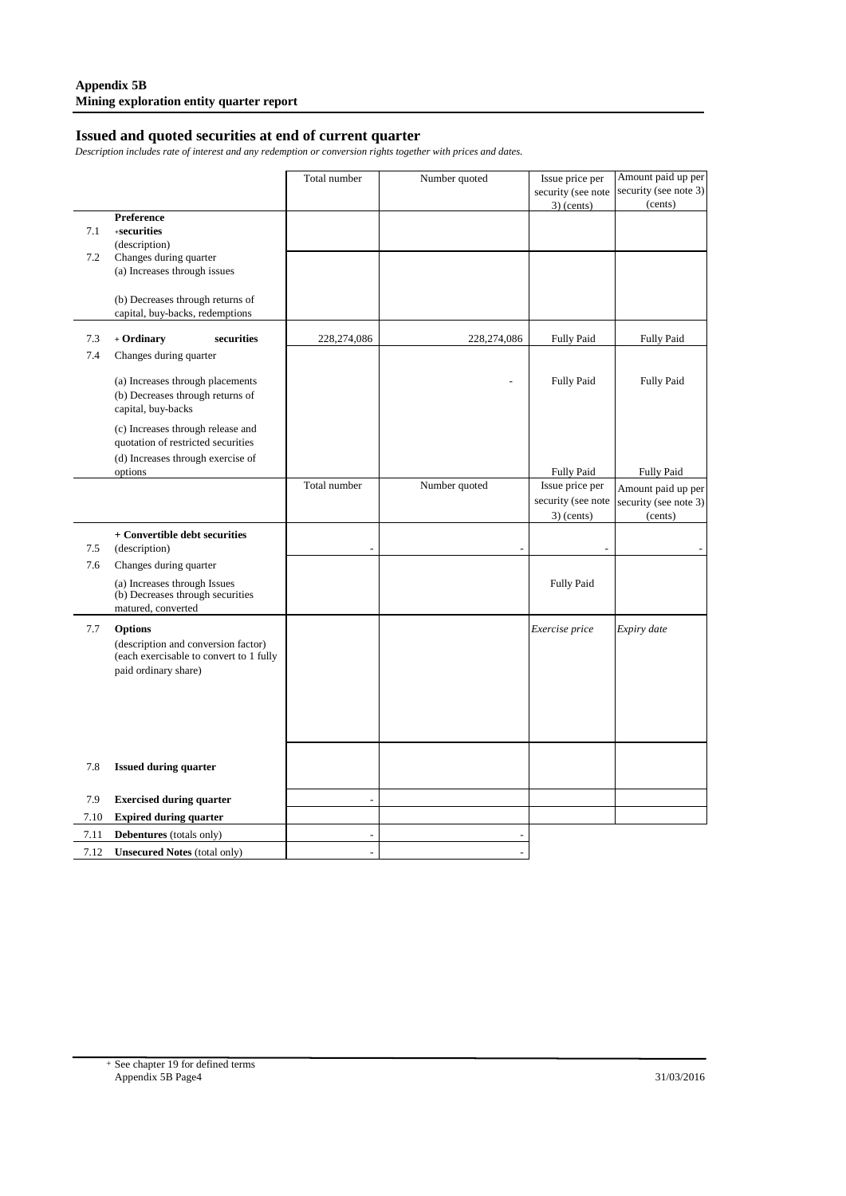**Appendix 5B**
**Mining exploration entity quarter report**

## Issued and quoted securities at end of current quarter

*Description includes rate of interest and any redemption or conversion rights together with prices and dates.*

| | | Total number | Number quoted | Issue price per security (see note 3) (cents) | Amount paid up per security (see note 3) (cents) |
|---|---|---|---|---|---|
| 7.1 | **Preference** +**securities** (description) | | | | |
| 7.2 | Changes during quarter<br>(a) Increases through issues<br><br>(b) Decreases through returns of capital, buy-backs, redemptions | | | | |
| 7.3 | + **Ordinary securities** | 228,274,086 | 228,274,086 | Fully Paid | Fully Paid |
| 7.4 | Changes during quarter<br><br>(a) Increases through placements<br>(b) Decreases through returns of capital, buy-backs<br><br>(c) Increases through release and quotation of restricted securities<br>(d) Increases through exercise of options | | - | Fully Paid<br><br>Fully Paid | Fully Paid<br><br>Fully Paid |
| | | Total number | Number quoted | Issue price per security (see note 3) (cents) | Amount paid up per security (see note 3) (cents) |
| 7.5 | **+ Convertible debt securities** (description) | - | - | - | - |
| 7.6 | Changes during quarter<br>(a) Increases through Issues<br>(b) Decreases through securities matured, converted | | | Fully Paid | |
| 7.7 | **Options**<br>(description and conversion factor) (each exercisable to convert to 1 fully paid ordinary share) | | | *Exercise price* | *Expiry date* |
| 7.8 | **Issued during quarter** | | | | |
| 7.9 | **Exercised during quarter** | - | | | |
| 7.10 | **Expired during quarter** | | | | |
| 7.11 | **Debentures** (totals only) | - | - | | |
| 7.12 | **Unsecured Notes** (total only) | - | - | | |

+ See chapter 19 for defined terms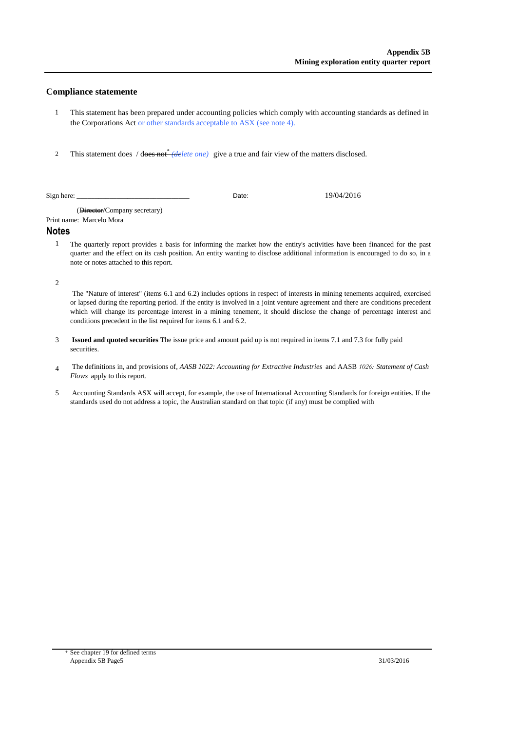## Compliance statemente

1. This statement has been prepared under accounting policies which comply with accounting standards as defined in the Corporations Act or other standards acceptable to ASX (see note 4).

2. This statement does / ~~does not~~* *(delete one)* give a true and fair view of the matters disclosed.

Sign here: ______________________________ Date: 19/04/2016

(~~Director~~/Company secretary)

Print name: Marcelo Mora

## Notes

1. The quarterly report provides a basis for informing the market how the entity's activities have been financed for the past quarter and the effect on its cash position. An entity wanting to disclose additional information is encouraged to do so, in a note or notes attached to this report.

2. The "Nature of interest" (items 6.1 and 6.2) includes options in respect of interests in mining tenements acquired, exercised or lapsed during the reporting period. If the entity is involved in a joint venture agreement and there are conditions precedent which will change its percentage interest in a mining tenement, it should disclose the change of percentage interest and conditions precedent in the list required for items 6.1 and 6.2.

3. **Issued and quoted securities** The issue price and amount paid up is not required in items 7.1 and 7.3 for fully paid securities.

4. The definitions in, and provisions of, *AASB 1022: Accounting for Extractive Industries* and AASB *1026: Statement of Cash Flows* apply to this report.

5. Accounting Standards ASX will accept, for example, the use of International Accounting Standards for foreign entities. If the standards used do not address a topic, the Australian standard on that topic (if any) must be complied with